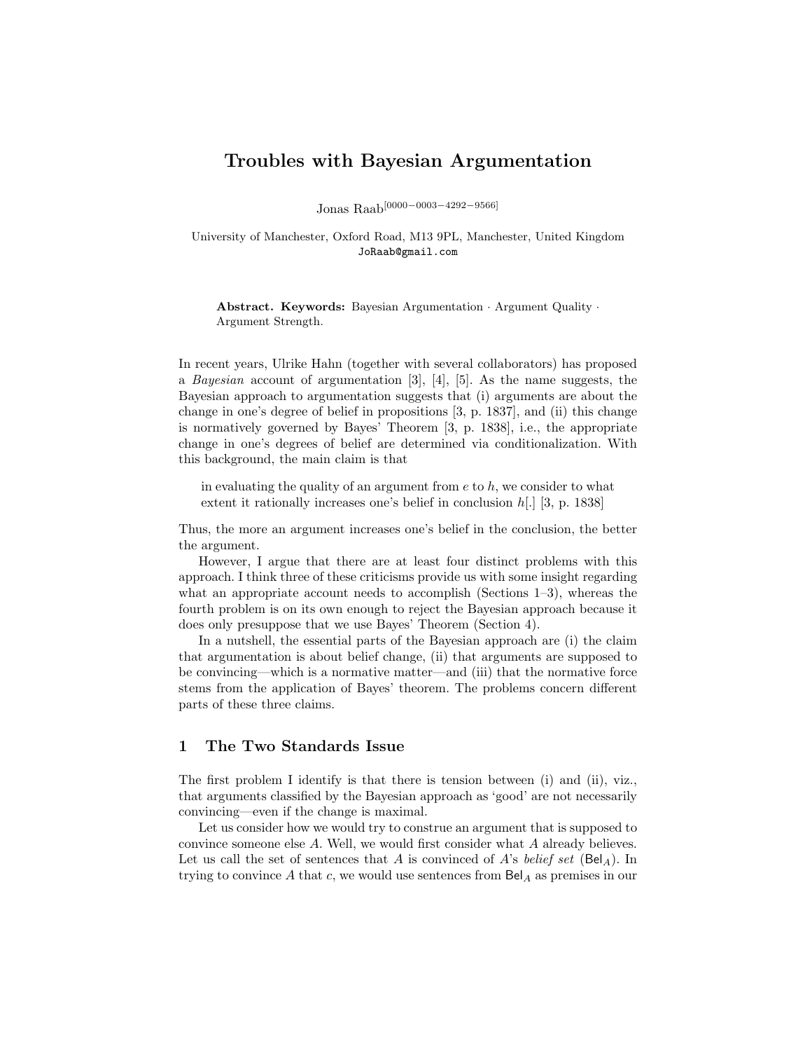# Troubles with Bayesian Argumentation

Jonas Raab[0000−0003−4292−9566]

University of Manchester, Oxford Road, M13 9PL, Manchester, United Kingdom
JoRaab@gmail.com

**Abstract. Keywords:** Bayesian Argumentation · Argument Quality · Argument Strength.

In recent years, Ulrike Hahn (together with several collaborators) has proposed a *Bayesian* account of argumentation [3], [4], [5]. As the name suggests, the Bayesian approach to argumentation suggests that (i) arguments are about the change in one's degree of belief in propositions [3, p. 1837], and (ii) this change is normatively governed by Bayes' Theorem [3, p. 1838], i.e., the appropriate change in one's degrees of belief are determined via conditionalization. With this background, the main claim is that

> in evaluating the quality of an argument from $e$ to $h$, we consider to what extent it rationally increases one's belief in conclusion $h$[.] [3, p. 1838]

Thus, the more an argument increases one's belief in the conclusion, the better the argument.

However, I argue that there are at least four distinct problems with this approach. I think three of these criticisms provide us with some insight regarding what an appropriate account needs to accomplish (Sections 1–3), whereas the fourth problem is on its own enough to reject the Bayesian approach because it does only presuppose that we use Bayes' Theorem (Section 4).

In a nutshell, the essential parts of the Bayesian approach are (i) the claim that argumentation is about belief change, (ii) that arguments are supposed to be convincing—which is a normative matter—and (iii) that the normative force stems from the application of Bayes' theorem. The problems concern different parts of these three claims.

## 1 The Two Standards Issue

The first problem I identify is that there is tension between (i) and (ii), viz., that arguments classified by the Bayesian approach as 'good' are not necessarily convincing—even if the change is maximal.

Let us consider how we would try to construe an argument that is supposed to convince someone else $A$. Well, we would first consider what $A$ already believes. Let us call the set of sentences that $A$ is convinced of $A$'s *belief set* ($\mathsf{Bel}_A$). In trying to convince $A$ that $c$, we would use sentences from $\mathsf{Bel}_A$ as premises in our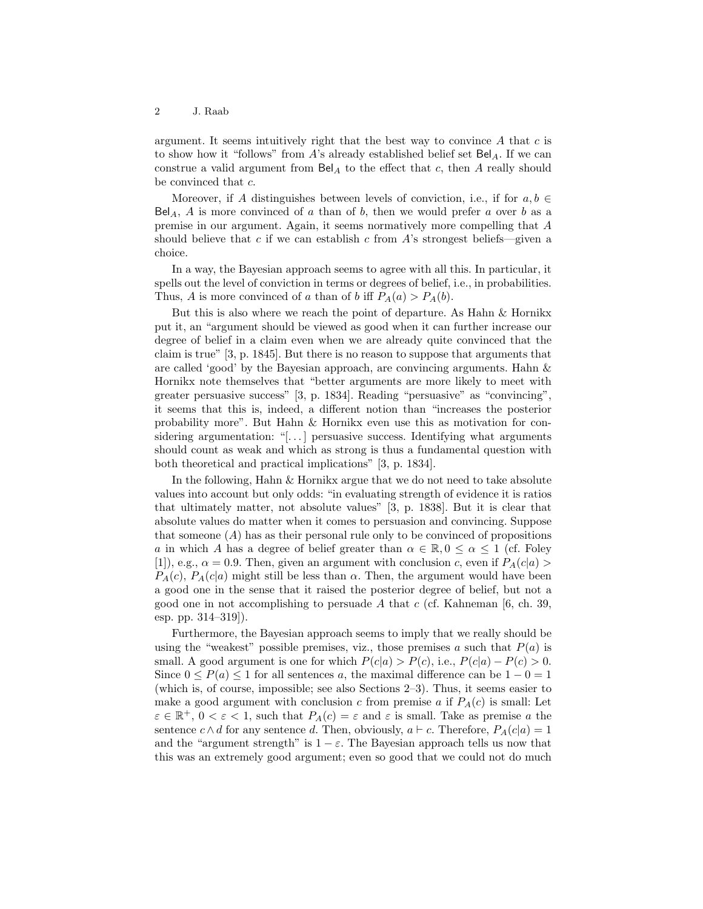argument. It seems intuitively right that the best way to convince $A$ that $c$ is to show how it "follows" from $A$'s already established belief set $\mathsf{Bel}_A$. If we can construe a valid argument from $\mathsf{Bel}_A$ to the effect that $c$, then $A$ really should be convinced that $c$.

Moreover, if $A$ distinguishes between levels of conviction, i.e., if for $a, b \in \mathsf{Bel}_A$, $A$ is more convinced of $a$ than of $b$, then we would prefer $a$ over $b$ as a premise in our argument. Again, it seems normatively more compelling that $A$ should believe that $c$ if we can establish $c$ from $A$'s strongest beliefs—given a choice.

In a way, the Bayesian approach seems to agree with all this. In particular, it spells out the level of conviction in terms or degrees of belief, i.e., in probabilities. Thus, $A$ is more convinced of $a$ than of $b$ iff $P_A(a) > P_A(b)$.

But this is also where we reach the point of departure. As Hahn & Hornikx put it, an "argument should be viewed as good when it can further increase our degree of belief in a claim even when we are already quite convinced that the claim is true" [3, p. 1845]. But there is no reason to suppose that arguments that are called 'good' by the Bayesian approach, are convincing arguments. Hahn & Hornikx note themselves that "better arguments are more likely to meet with greater persuasive success" [3, p. 1834]. Reading "persuasive" as "convincing", it seems that this is, indeed, a different notion than "increases the posterior probability more". But Hahn & Hornikx even use this as motivation for considering argumentation: "[...] persuasive success. Identifying what arguments should count as weak and which as strong is thus a fundamental question with both theoretical and practical implications" [3, p. 1834].

In the following, Hahn & Hornikx argue that we do not need to take absolute values into account but only odds: "in evaluating strength of evidence it is ratios that ultimately matter, not absolute values" [3, p. 1838]. But it is clear that absolute values do matter when it comes to persuasion and convincing. Suppose that someone ($A$) has as their personal rule only to be convinced of propositions $a$ in which $A$ has a degree of belief greater than $\alpha \in \mathbb{R}, 0 \leq \alpha \leq 1$ (cf. Foley [1]), e.g., $\alpha = 0.9$. Then, given an argument with conclusion $c$, even if $P_A(c|a) > P_A(c)$, $P_A(c|a)$ might still be less than $\alpha$. Then, the argument would have been a good one in the sense that it raised the posterior degree of belief, but not a good one in not accomplishing to persuade $A$ that $c$ (cf. Kahneman [6, ch. 39, esp. pp. 314–319]).

Furthermore, the Bayesian approach seems to imply that we really should be using the "weakest" possible premises, viz., those premises $a$ such that $P(a)$ is small. A good argument is one for which $P(c|a) > P(c)$, i.e., $P(c|a) - P(c) > 0$. Since $0 \leq P(a) \leq 1$ for all sentences $a$, the maximal difference can be $1 - 0 = 1$ (which is, of course, impossible; see also Sections 2–3). Thus, it seems easier to make a good argument with conclusion $c$ from premise $a$ if $P_A(c)$ is small: Let $\varepsilon \in \mathbb{R}^+$, $0 < \varepsilon < 1$, such that $P_A(c) = \varepsilon$ and $\varepsilon$ is small. Take as premise $a$ the sentence $c \wedge d$ for any sentence $d$. Then, obviously, $a \vdash c$. Therefore, $P_A(c|a) = 1$ and the "argument strength" is $1 - \varepsilon$. The Bayesian approach tells us now that this was an extremely good argument; even so good that we could not do much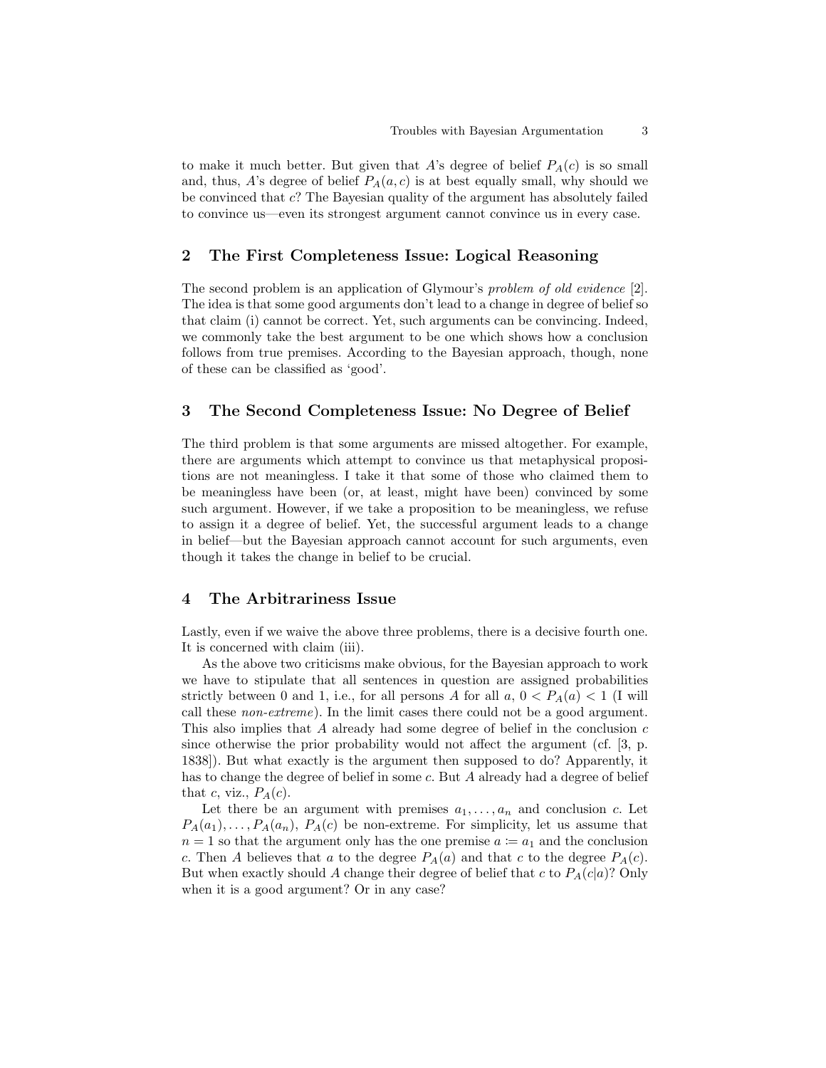to make it much better. But given that $A$'s degree of belief $P_A(c)$ is so small and, thus, $A$'s degree of belief $P_A(a, c)$ is at best equally small, why should we be convinced that $c$? The Bayesian quality of the argument has absolutely failed to convince us—even its strongest argument cannot convince us in every case.

## 2 The First Completeness Issue: Logical Reasoning

The second problem is an application of Glymour's *problem of old evidence* [2]. The idea is that some good arguments don't lead to a change in degree of belief so that claim (i) cannot be correct. Yet, such arguments can be convincing. Indeed, we commonly take the best argument to be one which shows how a conclusion follows from true premises. According to the Bayesian approach, though, none of these can be classified as 'good'.

## 3 The Second Completeness Issue: No Degree of Belief

The third problem is that some arguments are missed altogether. For example, there are arguments which attempt to convince us that metaphysical propositions are not meaningless. I take it that some of those who claimed them to be meaningless have been (or, at least, might have been) convinced by some such argument. However, if we take a proposition to be meaningless, we refuse to assign it a degree of belief. Yet, the successful argument leads to a change in belief—but the Bayesian approach cannot account for such arguments, even though it takes the change in belief to be crucial.

## 4 The Arbitrariness Issue

Lastly, even if we waive the above three problems, there is a decisive fourth one. It is concerned with claim (iii).

As the above two criticisms make obvious, for the Bayesian approach to work we have to stipulate that all sentences in question are assigned probabilities strictly between 0 and 1, i.e., for all persons $A$ for all $a$, $0 < P_A(a) < 1$ (I will call these *non-extreme*). In the limit cases there could not be a good argument. This also implies that $A$ already had some degree of belief in the conclusion $c$ since otherwise the prior probability would not affect the argument (cf. [3, p. 1838]). But what exactly is the argument then supposed to do? Apparently, it has to change the degree of belief in some $c$. But $A$ already had a degree of belief that $c$, viz., $P_A(c)$.

Let there be an argument with premises $a_1, \ldots, a_n$ and conclusion $c$. Let $P_A(a_1), \ldots, P_A(a_n)$, $P_A(c)$ be non-extreme. For simplicity, let us assume that $n = 1$ so that the argument only has the one premise $a \coloneqq a_1$ and the conclusion $c$. Then $A$ believes that $a$ to the degree $P_A(a)$ and that $c$ to the degree $P_A(c)$. But when exactly should $A$ change their degree of belief that $c$ to $P_A(c|a)$? Only when it is a good argument? Or in any case?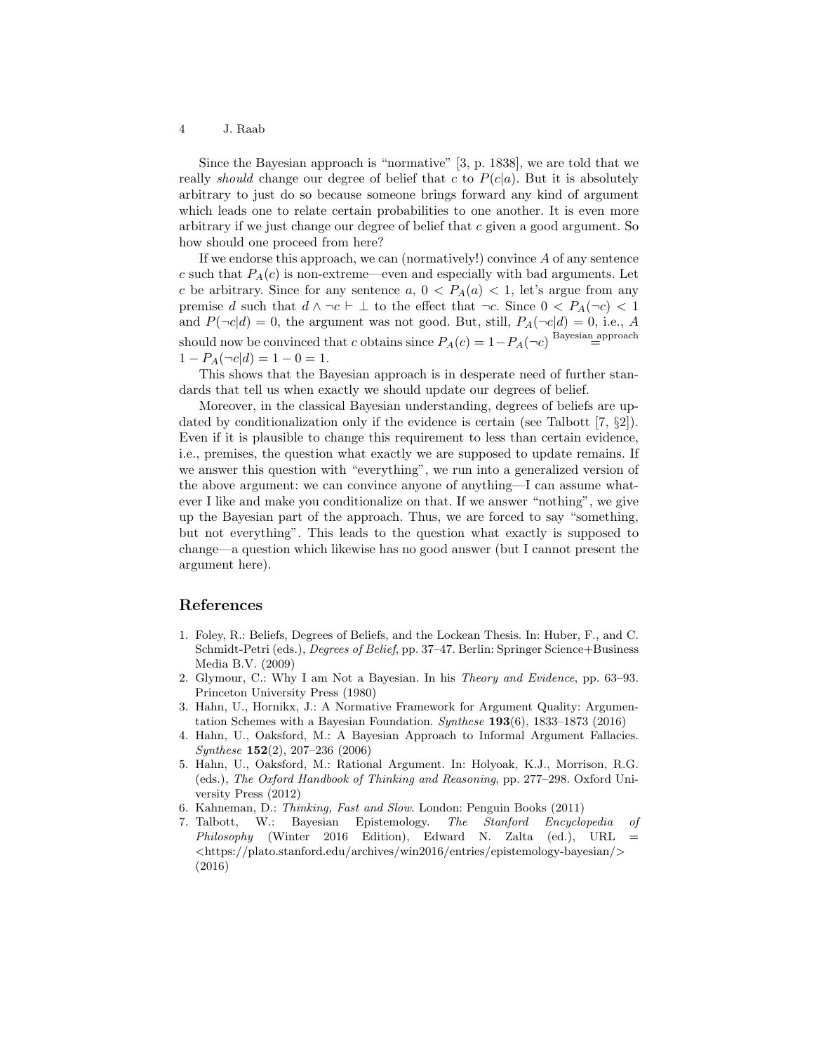Since the Bayesian approach is "normative" [3, p. 1838], we are told that we really *should* change our degree of belief that $c$ to $P(c|a)$. But it is absolutely arbitrary to just do so because someone brings forward any kind of argument which leads one to relate certain probabilities to one another. It is even more arbitrary if we just change our degree of belief that $c$ given a good argument. So how should one proceed from here?

If we endorse this approach, we can (normatively!) convince $A$ of any sentence $c$ such that $P_A(c)$ is non-extreme—even and especially with bad arguments. Let $c$ be arbitrary. Since for any sentence $a$, $0 < P_A(a) < 1$, let's argue from any premise $d$ such that $d \wedge \neg c \vdash \perp$ to the effect that $\neg c$. Since $0 < P_A(\neg c) < 1$ and $P(\neg c|d) = 0$, the argument was not good. But, still, $P_A(\neg c|d) = 0$, i.e., $A$ should now be convinced that $c$ obtains since $P_A(c) = 1 - P_A(\neg c) \overset{\text{Bayesian approach}}{=} 1 - P_A(\neg c|d) = 1 - 0 = 1$.

This shows that the Bayesian approach is in desperate need of further standards that tell us when exactly we should update our degrees of belief.

Moreover, in the classical Bayesian understanding, degrees of beliefs are updated by conditionalization only if the evidence is certain (see Talbott [7, §2]). Even if it is plausible to change this requirement to less than certain evidence, i.e., premises, the question what exactly we are supposed to update remains. If we answer this question with "everything", we run into a generalized version of the above argument: we can convince anyone of anything—I can assume whatever I like and make you conditionalize on that. If we answer "nothing", we give up the Bayesian part of the approach. Thus, we are forced to say "something, but not everything". This leads to the question what exactly is supposed to change—a question which likewise has no good answer (but I cannot present the argument here).

## References

1. Foley, R.: Beliefs, Degrees of Beliefs, and the Lockean Thesis. In: Huber, F., and C. Schmidt-Petri (eds.), *Degrees of Belief*, pp. 37–47. Berlin: Springer Science+Business Media B.V. (2009)
2. Glymour, C.: Why I am Not a Bayesian. In his *Theory and Evidence*, pp. 63–93. Princeton University Press (1980)
3. Hahn, U., Hornikx, J.: A Normative Framework for Argument Quality: Argumentation Schemes with a Bayesian Foundation. *Synthese* **193**(6), 1833–1873 (2016)
4. Hahn, U., Oaksford, M.: A Bayesian Approach to Informal Argument Fallacies. *Synthese* **152**(2), 207–236 (2006)
5. Hahn, U., Oaksford, M.: Rational Argument. In: Holyoak, K.J., Morrison, R.G. (eds.), *The Oxford Handbook of Thinking and Reasoning*, pp. 277–298. Oxford University Press (2012)
6. Kahneman, D.: *Thinking, Fast and Slow*. London: Penguin Books (2011)
7. Talbott, W.: Bayesian Epistemology. *The Stanford Encyclopedia of Philosophy* (Winter 2016 Edition), Edward N. Zalta (ed.), URL = <https://plato.stanford.edu/archives/win2016/entries/epistemology-bayesian/> (2016)